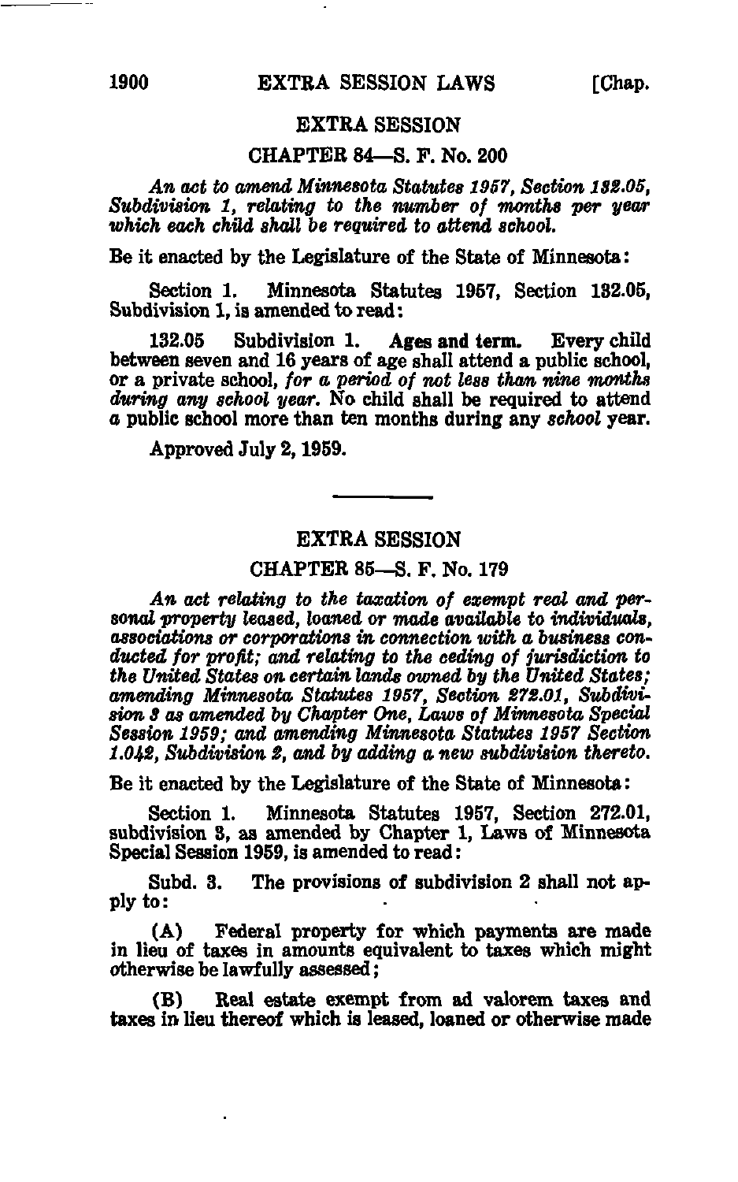## EXTRA SESSION

### CHAPTER 84—S. F. No. 200

*An act to amend Minnesota Statutes 1957, Section 132.05, Subdivision 1, relating to the number of months per year which each child shall be required to attend school.*

Be it enacted by the Legislature of the State of Minnesota:

Section 1. Minnesota Statutes 1957, Section 132.05, Subdivision 1, is amended to read:

132.05 Subdivision 1. **Ages and term.** Every child between seven and 16 years of age shall attend a public school, or a private school, *for a period of not less than nine months during any school year.* No child shall be required to attend a public school more than ten months during any *school* year.

Approved July 2, 1959.

---

## EXTRA SESSION

### CHAPTER 85—S. F. No. 179

*An act relating to the taxation of exempt real and personal property leased, loaned or made available to individuals, associations or corporations in connection with a business conducted for profit; and relating to the ceding of jurisdiction to the United States on certain lands owned by the United States; amending Minnesota Statutes 1957, Section 272.01, Subdivision 3 as amended by Chapter One, Laws of Minnesota Special Session 1959; and amending Minnesota Statutes 1957 Section 1.042, Subdivision 2, and by adding a new subdivision thereto.*

Be it enacted by the Legislature of the State of Minnesota:

Section 1. Minnesota Statutes 1957, Section 272.01, subdivision 3, as amended by Chapter 1, Laws of Minnesota Special Session 1959, is amended to read:

Subd. 3. The provisions of subdivision 2 shall not apply to:

(A) Federal property for which payments are made in lieu of taxes in amounts equivalent to taxes which might otherwise be lawfully assessed;

(B) Real estate exempt from ad valorem taxes and taxes in lieu thereof which is leased, loaned or otherwise made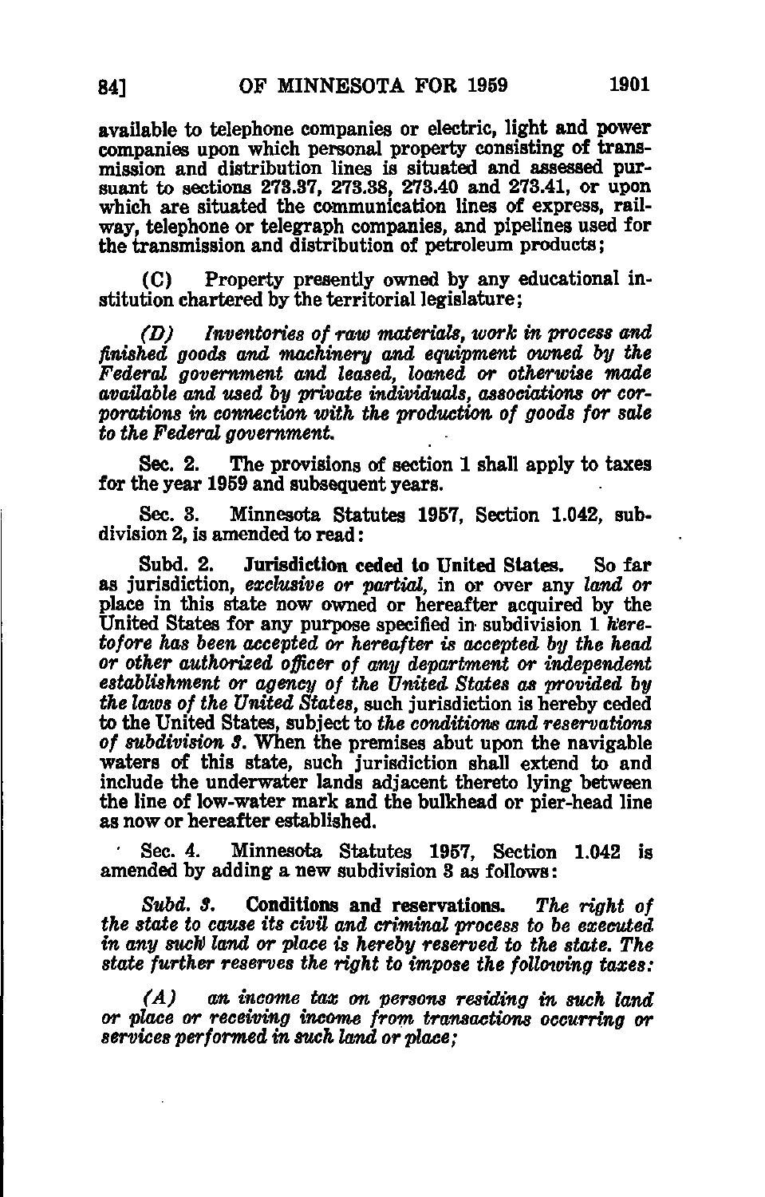available to telephone companies or electric, light and power companies upon which personal property consisting of transmission and distribution lines is situated and assessed pursuant to sections 273.37, 273.38, 273.40 and 273.41, or upon which are situated the communication lines of express, railway, telephone or telegraph companies, and pipelines used for the transmission and distribution of petroleum products;

(C) Property presently owned by any educational institution chartered by the territorial legislature;

*(D) Inventories of raw materials, work in process and finished goods and machinery and equipment owned by the Federal government and leased, loaned or otherwise made available and used by private individuals, associations or corporations in connection with the production of goods for sale to the Federal government.*

Sec. 2. The provisions of section 1 shall apply to taxes for the year 1959 and subsequent years.

Sec. 3. Minnesota Statutes 1957, Section 1.042, subdivision 2, is amended to read:

Subd. 2. **Jurisdiction ceded to United States.** So far as jurisdiction, *exclusive or partial,* in or over any *land or* place in this state now owned or hereafter acquired by the United States for any purpose specified in subdivision 1 *heretofore has been accepted or hereafter is accepted by the head or other authorized officer of any department or independent establishment or agency of the United States as provided by the laws of the United States,* such jurisdiction is hereby ceded to the United States, subject to *the conditions and reservations of subdivision 3.* When the premises abut upon the navigable waters of this state, such jurisdiction shall extend to and include the underwater lands adjacent thereto lying between the line of low-water mark and the bulkhead or pier-head line as now or hereafter established.

Sec. 4. Minnesota Statutes 1957, Section 1.042 is amended by adding a new subdivision 3 as follows:

*Subd. 3.* **Conditions and reservations.** *The right of the state to cause its civil and criminal process to be executed in any such land or place is hereby reserved to the state. The state further reserves the right to impose the following taxes:*

*(A) an income tax on persons residing in such land or place or receiving income from transactions occurring or services performed in such land or place;*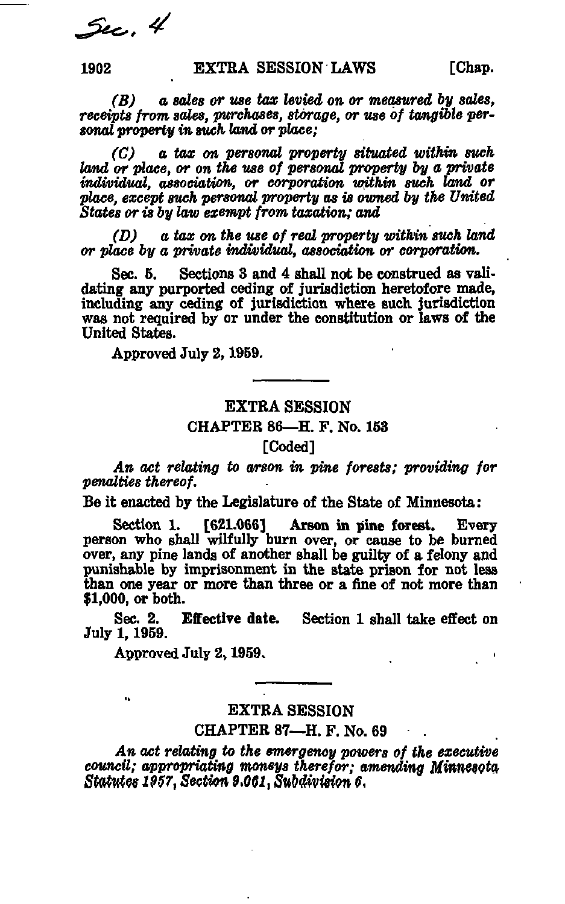Sec. 4

*(B) a sales or use tax levied on or measured by sales, receipts from sales, purchases, storage, or use of tangible personal property in such land or place;*

*(C) a tax on personal property situated within such land or place, or on the use of personal property by a private individual, association, or corporation within such land or place, except such personal property as is owned by the United States or is by law exempt from taxation; and*

*(D) a tax on the use of real property within such land or place by a private individual, association or corporation.*

Sec. 5. Sections 3 and 4 shall not be construed as validating any purported ceding of jurisdiction heretofore made, including any ceding of jurisdiction where such jurisdiction was not required by or under the constitution or laws of the United States.

Approved July 2, 1959.

---

## EXTRA SESSION

## CHAPTER 86—H. F. No. 153

[Coded]

*An act relating to arson in pine forests; providing for penalties thereof.*

Be it enacted by the Legislature of the State of Minnesota:

Section 1. [621.066] **Arson in pine forest.** Every person who shall wilfully burn over, or cause to be burned over, any pine lands of another shall be guilty of a felony and punishable by imprisonment in the state prison for not less than one year or more than three or a fine of not more than $1,000, or both.

Sec. 2. **Effective date.** Section 1 shall take effect on July 1, 1959.

Approved July 2, 1959.

---

## EXTRA SESSION

## CHAPTER 87—H. F. No. 69

*An act relating to the emergency powers of the executive council; appropriating moneys therefor; amending Minnesota Statutes 1957, Section 9.061, Subdivision 6.*